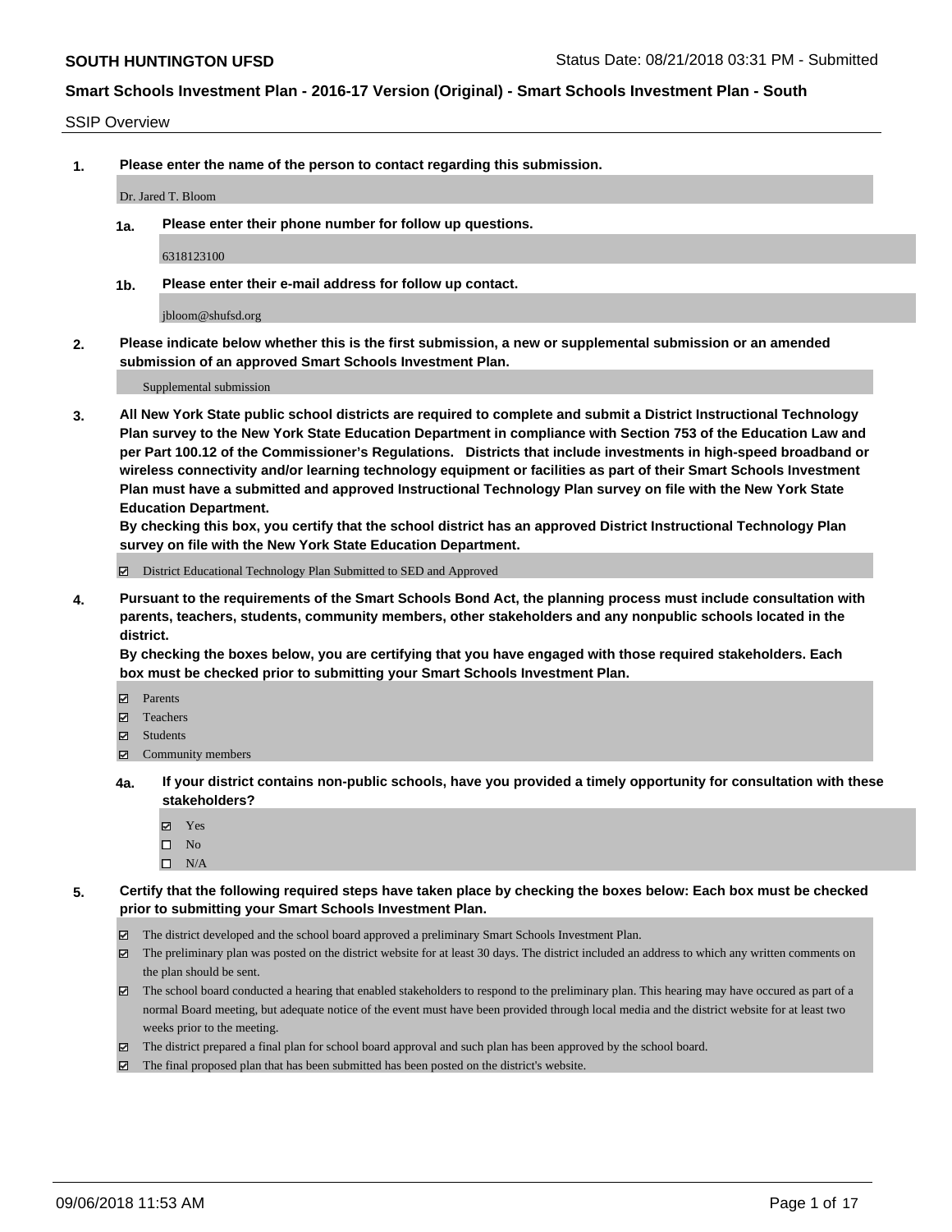**SOUTH HUNTINGTON UFSD** Status Date: 08/21/2018 03:31 PM - Submitted

**Smart Schools Investment Plan - 2016-17 Version (Original) - Smart Schools Investment Plan - South**

SSIP Overview

**1. Please enter the name of the person to contact regarding this submission.**

Dr. Jared T. Bloom

**1a. Please enter their phone number for follow up questions.**

6318123100

**1b. Please enter their e-mail address for follow up contact.**

jbloom@shufsd.org

**2. Please indicate below whether this is the first submission, a new or supplemental submission or an amended submission of an approved Smart Schools Investment Plan.**

Supplemental submission

**3. All New York State public school districts are required to complete and submit a District Instructional Technology Plan survey to the New York State Education Department in compliance with Section 753 of the Education Law and per Part 100.12 of the Commissioner's Regulations. Districts that include investments in high-speed broadband or wireless connectivity and/or learning technology equipment or facilities as part of their Smart Schools Investment Plan must have a submitted and approved Instructional Technology Plan survey on file with the New York State Education Department.**
**By checking this box, you certify that the school district has an approved District Instructional Technology Plan survey on file with the New York State Education Department.**

☑ District Educational Technology Plan Submitted to SED and Approved

**4. Pursuant to the requirements of the Smart Schools Bond Act, the planning process must include consultation with parents, teachers, students, community members, other stakeholders and any nonpublic schools located in the district.**
**By checking the boxes below, you are certifying that you have engaged with those required stakeholders. Each box must be checked prior to submitting your Smart Schools Investment Plan.**

☑ Parents
☑ Teachers
☑ Students
☑ Community members

**4a. If your district contains non-public schools, have you provided a timely opportunity for consultation with these stakeholders?**

☑ Yes
☐ No
☐ N/A

**5. Certify that the following required steps have taken place by checking the boxes below: Each box must be checked prior to submitting your Smart Schools Investment Plan.**

☑ The district developed and the school board approved a preliminary Smart Schools Investment Plan.
☑ The preliminary plan was posted on the district website for at least 30 days. The district included an address to which any written comments on the plan should be sent.
☑ The school board conducted a hearing that enabled stakeholders to respond to the preliminary plan. This hearing may have occured as part of a normal Board meeting, but adequate notice of the event must have been provided through local media and the district website for at least two weeks prior to the meeting.
☑ The district prepared a final plan for school board approval and such plan has been approved by the school board.
☑ The final proposed plan that has been submitted has been posted on the district's website.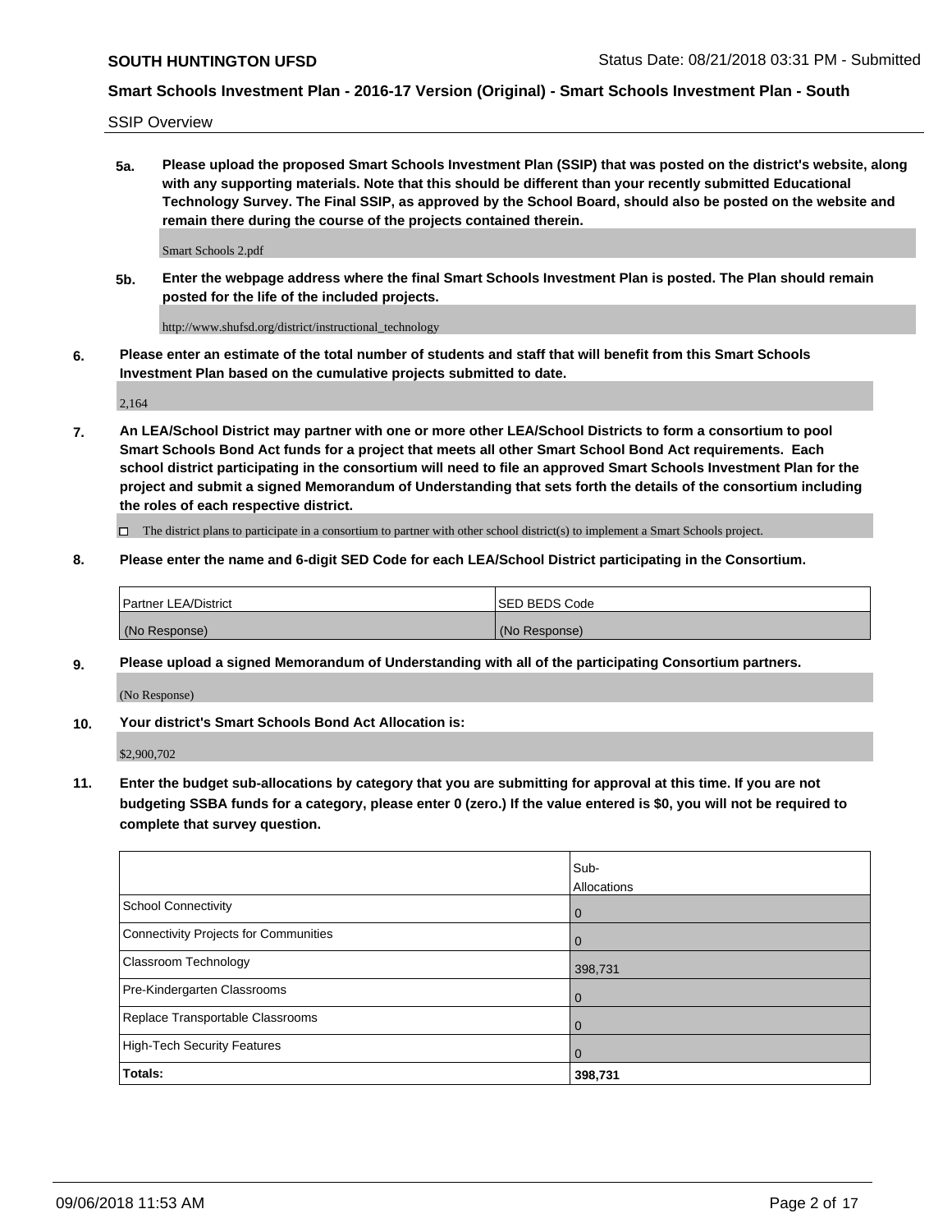SSIP Overview

**5a. Please upload the proposed Smart Schools Investment Plan (SSIP) that was posted on the district's website, along with any supporting materials. Note that this should be different than your recently submitted Educational Technology Survey. The Final SSIP, as approved by the School Board, should also be posted on the website and remain there during the course of the projects contained therein.**

Smart Schools 2.pdf

**5b. Enter the webpage address where the final Smart Schools Investment Plan is posted. The Plan should remain posted for the life of the included projects.**

http://www.shufsd.org/district/instructional_technology

**6. Please enter an estimate of the total number of students and staff that will benefit from this Smart Schools Investment Plan based on the cumulative projects submitted to date.**

2,164

**7. An LEA/School District may partner with one or more other LEA/School Districts to form a consortium to pool Smart Schools Bond Act funds for a project that meets all other Smart School Bond Act requirements. Each school district participating in the consortium will need to file an approved Smart Schools Investment Plan for the project and submit a signed Memorandum of Understanding that sets forth the details of the consortium including the roles of each respective district.**

☐ The district plans to participate in a consortium to partner with other school district(s) to implement a Smart Schools project.

**8. Please enter the name and 6-digit SED Code for each LEA/School District participating in the Consortium.**

| Partner LEA/District | SED BEDS Code |
|---|---|
| (No Response) | (No Response) |

**9. Please upload a signed Memorandum of Understanding with all of the participating Consortium partners.**

(No Response)

**10. Your district's Smart Schools Bond Act Allocation is:**

$2,900,702

**11. Enter the budget sub-allocations by category that you are submitting for approval at this time. If you are not budgeting SSBA funds for a category, please enter 0 (zero.) If the value entered is $0, you will not be required to complete that survey question.**

| | Sub-Allocations |
|---|---|
| School Connectivity | 0 |
| Connectivity Projects for Communities | 0 |
| Classroom Technology | 398,731 |
| Pre-Kindergarten Classrooms | 0 |
| Replace Transportable Classrooms | 0 |
| High-Tech Security Features | 0 |
| **Totals:** | **398,731** |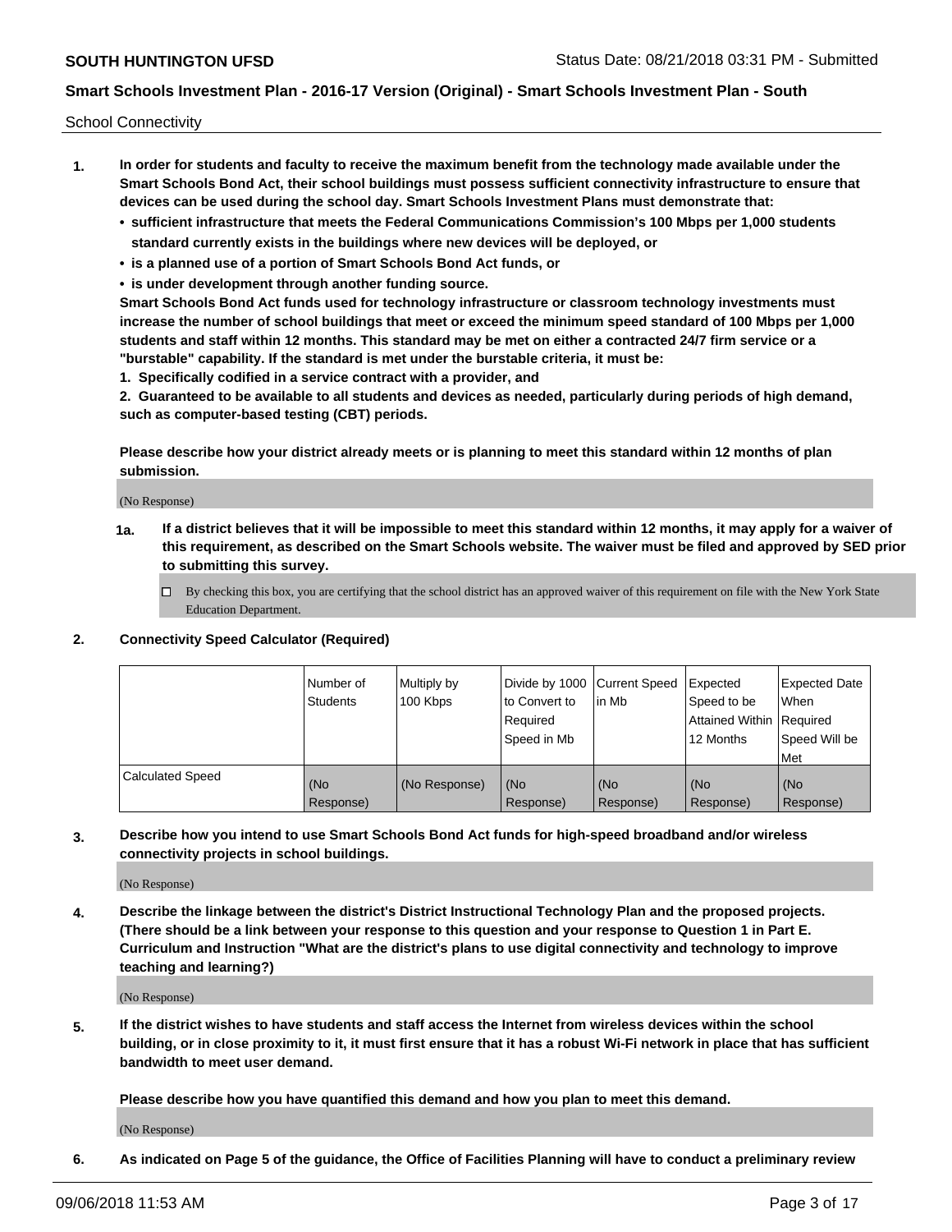School Connectivity

1. **In order for students and faculty to receive the maximum benefit from the technology made available under the Smart Schools Bond Act, their school buildings must possess sufficient connectivity infrastructure to ensure that devices can be used during the school day. Smart Schools Investment Plans must demonstrate that:**
   - **sufficient infrastructure that meets the Federal Communications Commission's 100 Mbps per 1,000 students standard currently exists in the buildings where new devices will be deployed, or**
   - **is a planned use of a portion of Smart Schools Bond Act funds, or**
   - **is under development through another funding source.**

   **Smart Schools Bond Act funds used for technology infrastructure or classroom technology investments must increase the number of school buildings that meet or exceed the minimum speed standard of 100 Mbps per 1,000 students and staff within 12 months. This standard may be met on either a contracted 24/7 firm service or a "burstable" capability. If the standard is met under the burstable criteria, it must be:**

   **1. Specifically codified in a service contract with a provider, and**

   **2. Guaranteed to be available to all students and devices as needed, particularly during periods of high demand, such as computer-based testing (CBT) periods.**

   **Please describe how your district already meets or is planning to meet this standard within 12 months of plan submission.**

   (No Response)

   **1a. If a district believes that it will be impossible to meet this standard within 12 months, it may apply for a waiver of this requirement, as described on the Smart Schools website. The waiver must be filed and approved by SED prior to submitting this survey.**

   ☐ By checking this box, you are certifying that the school district has an approved waiver of this requirement on file with the New York State Education Department.

2. **Connectivity Speed Calculator (Required)**

| | Number of Students | Multiply by 100 Kbps | Divide by 1000 to Convert to Required Speed in Mb | Current Speed in Mb | Expected Speed to be Attained Within 12 Months | Expected Date When Required Speed Will be Met |
|---|---|---|---|---|---|---|
| Calculated Speed | (No Response) | (No Response) | (No Response) | (No Response) | (No Response) | (No Response) |

3. **Describe how you intend to use Smart Schools Bond Act funds for high-speed broadband and/or wireless connectivity projects in school buildings.**

   (No Response)

4. **Describe the linkage between the district's District Instructional Technology Plan and the proposed projects. (There should be a link between your response to this question and your response to Question 1 in Part E. Curriculum and Instruction "What are the district's plans to use digital connectivity and technology to improve teaching and learning?)**

   (No Response)

5. **If the district wishes to have students and staff access the Internet from wireless devices within the school building, or in close proximity to it, it must first ensure that it has a robust Wi-Fi network in place that has sufficient bandwidth to meet user demand.**

   **Please describe how you have quantified this demand and how you plan to meet this demand.**

   (No Response)

6. **As indicated on Page 5 of the guidance, the Office of Facilities Planning will have to conduct a preliminary review**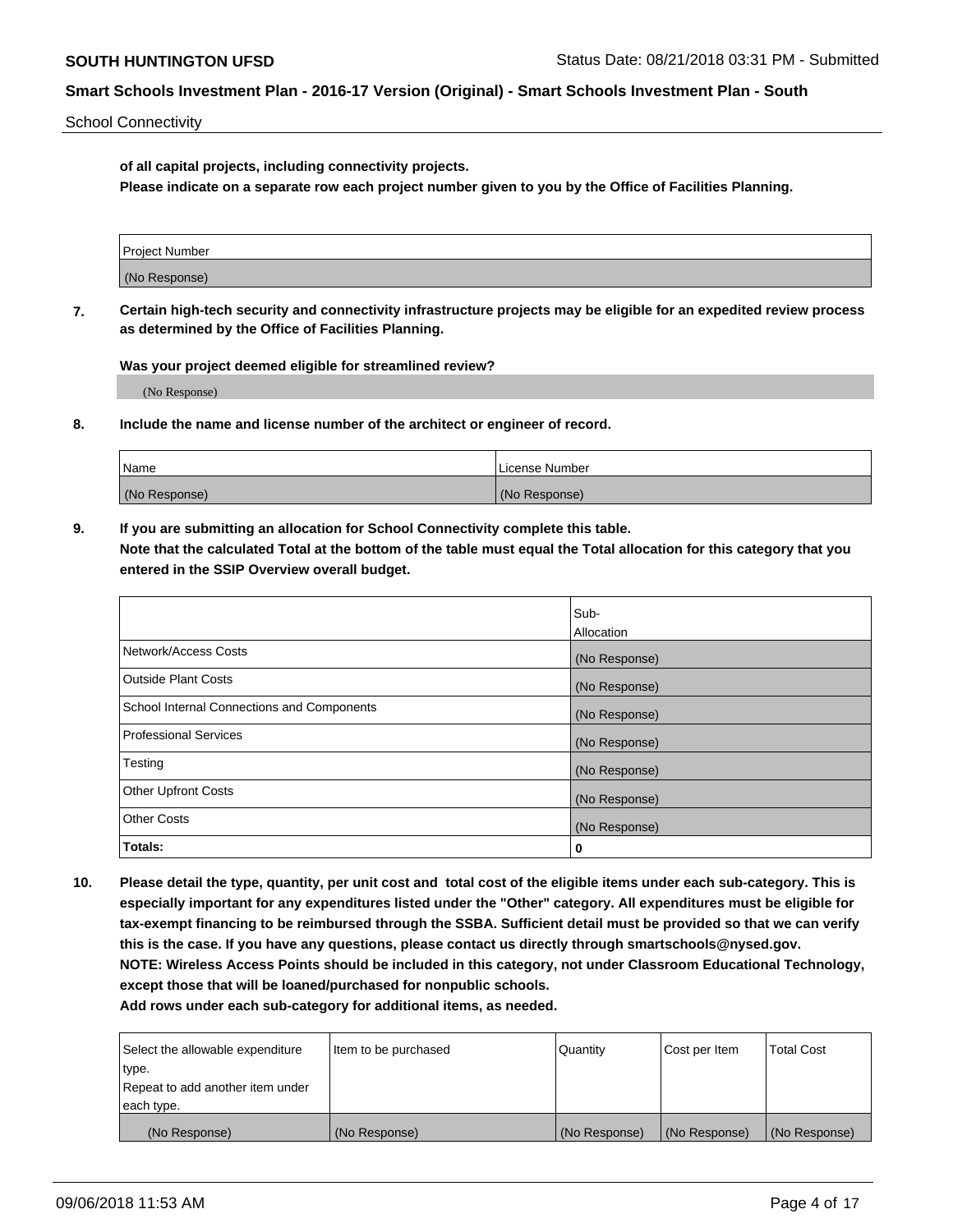**of all capital projects, including connectivity projects.**
**Please indicate on a separate row each project number given to you by the Office of Facilities Planning.**

| Project Number |
|---|
| (No Response) |

**7. Certain high-tech security and connectivity infrastructure projects may be eligible for an expedited review process as determined by the Office of Facilities Planning.**

**Was your project deemed eligible for streamlined review?**

(No Response)

**8. Include the name and license number of the architect or engineer of record.**

| Name | License Number |
|---|---|
| (No Response) | (No Response) |

**9. If you are submitting an allocation for School Connectivity complete this table.**
**Note that the calculated Total at the bottom of the table must equal the Total allocation for this category that you entered in the SSIP Overview overall budget.**

| | Sub-Allocation |
|---|---|
| Network/Access Costs | (No Response) |
| Outside Plant Costs | (No Response) |
| School Internal Connections and Components | (No Response) |
| Professional Services | (No Response) |
| Testing | (No Response) |
| Other Upfront Costs | (No Response) |
| Other Costs | (No Response) |
| **Totals:** | **0** |

**10. Please detail the type, quantity, per unit cost and total cost of the eligible items under each sub-category. This is especially important for any expenditures listed under the "Other" category. All expenditures must be eligible for tax-exempt financing to be reimbursed through the SSBA. Sufficient detail must be provided so that we can verify this is the case. If you have any questions, please contact us directly through smartschools@nysed.gov.**
**NOTE: Wireless Access Points should be included in this category, not under Classroom Educational Technology, except those that will be loaned/purchased for nonpublic schools.**
**Add rows under each sub-category for additional items, as needed.**

| Select the allowable expenditure type. Repeat to add another item under each type. | Item to be purchased | Quantity | Cost per Item | Total Cost |
|---|---|---|---|---|
| (No Response) | (No Response) | (No Response) | (No Response) | (No Response) |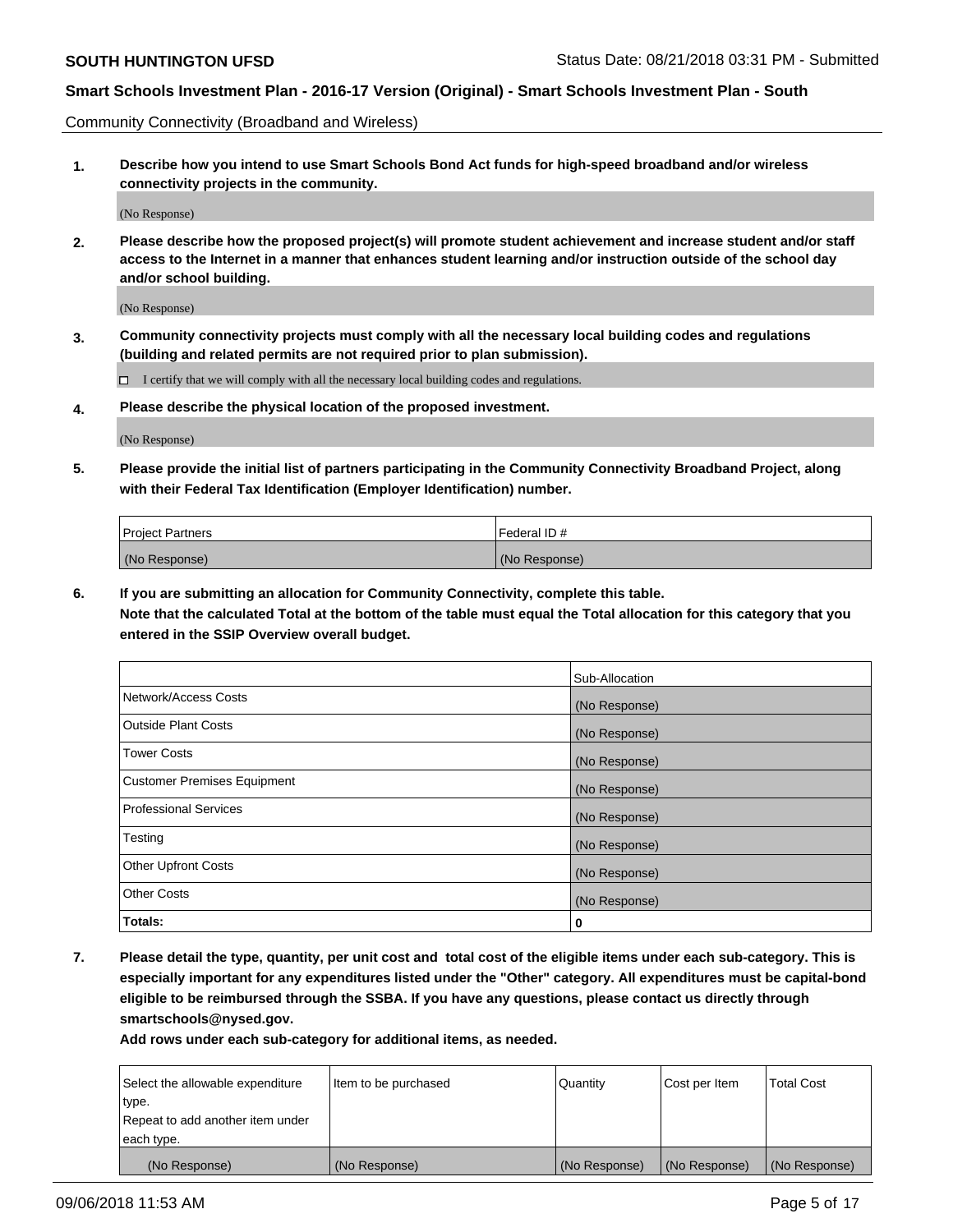Community Connectivity (Broadband and Wireless)

**1. Describe how you intend to use Smart Schools Bond Act funds for high-speed broadband and/or wireless connectivity projects in the community.**

(No Response)

**2. Please describe how the proposed project(s) will promote student achievement and increase student and/or staff access to the Internet in a manner that enhances student learning and/or instruction outside of the school day and/or school building.**

(No Response)

**3. Community connectivity projects must comply with all the necessary local building codes and regulations (building and related permits are not required prior to plan submission).**

☐ I certify that we will comply with all the necessary local building codes and regulations.

**4. Please describe the physical location of the proposed investment.**

(No Response)

**5. Please provide the initial list of partners participating in the Community Connectivity Broadband Project, along with their Federal Tax Identification (Employer Identification) number.**

| Project Partners | Federal ID # |
|---|---|
| (No Response) | (No Response) |

**6. If you are submitting an allocation for Community Connectivity, complete this table.**
**Note that the calculated Total at the bottom of the table must equal the Total allocation for this category that you entered in the SSIP Overview overall budget.**

| | Sub-Allocation |
|---|---|
| Network/Access Costs | (No Response) |
| Outside Plant Costs | (No Response) |
| Tower Costs | (No Response) |
| Customer Premises Equipment | (No Response) |
| Professional Services | (No Response) |
| Testing | (No Response) |
| Other Upfront Costs | (No Response) |
| Other Costs | (No Response) |
| **Totals:** | **0** |

**7. Please detail the type, quantity, per unit cost and total cost of the eligible items under each sub-category. This is especially important for any expenditures listed under the "Other" category. All expenditures must be capital-bond eligible to be reimbursed through the SSBA. If you have any questions, please contact us directly through smartschools@nysed.gov.**

**Add rows under each sub-category for additional items, as needed.**

| Select the allowable expenditure type. Repeat to add another item under each type. | Item to be purchased | Quantity | Cost per Item | Total Cost |
|---|---|---|---|---|
| (No Response) | (No Response) | (No Response) | (No Response) | (No Response) |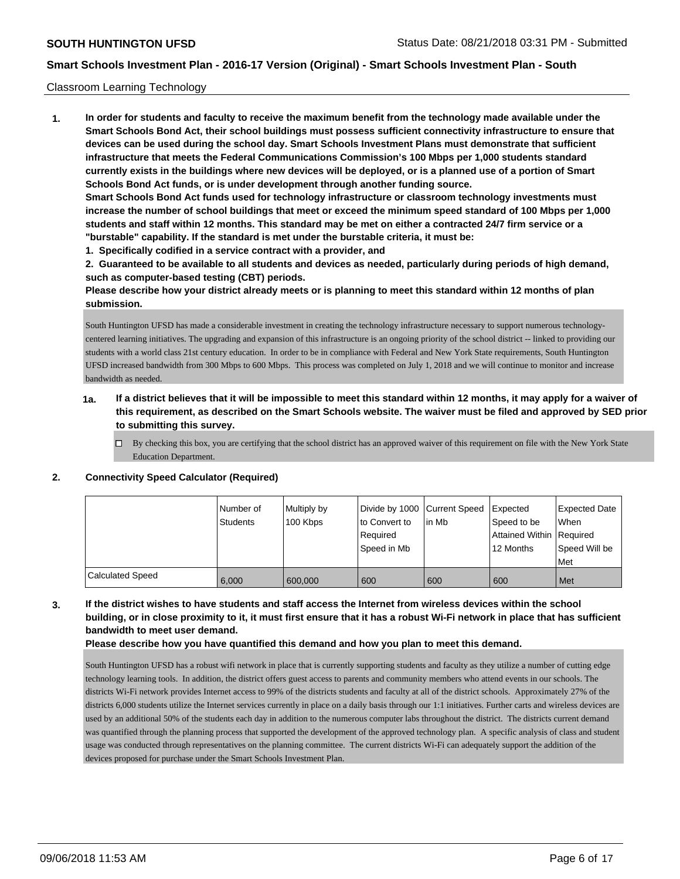Classroom Learning Technology

**1. In order for students and faculty to receive the maximum benefit from the technology made available under the Smart Schools Bond Act, their school buildings must possess sufficient connectivity infrastructure to ensure that devices can be used during the school day. Smart Schools Investment Plans must demonstrate that sufficient infrastructure that meets the Federal Communications Commission's 100 Mbps per 1,000 students standard currently exists in the buildings where new devices will be deployed, or is a planned use of a portion of Smart Schools Bond Act funds, or is under development through another funding source.**

**Smart Schools Bond Act funds used for technology infrastructure or classroom technology investments must increase the number of school buildings that meet or exceed the minimum speed standard of 100 Mbps per 1,000 students and staff within 12 months. This standard may be met on either a contracted 24/7 firm service or a "burstable" capability. If the standard is met under the burstable criteria, it must be:**

**1. Specifically codified in a service contract with a provider, and**

**2. Guaranteed to be available to all students and devices as needed, particularly during periods of high demand, such as computer-based testing (CBT) periods.**

**Please describe how your district already meets or is planning to meet this standard within 12 months of plan submission.**

South Huntington UFSD has made a considerable investment in creating the technology infrastructure necessary to support numerous technology-centered learning initiatives. The upgrading and expansion of this infrastructure is an ongoing priority of the school district -- linked to providing our students with a world class 21st century education. In order to be in compliance with Federal and New York State requirements, South Huntington UFSD increased bandwidth from 300 Mbps to 600 Mbps. This process was completed on July 1, 2018 and we will continue to monitor and increase bandwidth as needed.

**1a. If a district believes that it will be impossible to meet this standard within 12 months, it may apply for a waiver of this requirement, as described on the Smart Schools website. The waiver must be filed and approved by SED prior to submitting this survey.**

☐ By checking this box, you are certifying that the school district has an approved waiver of this requirement on file with the New York State Education Department.

**2. Connectivity Speed Calculator (Required)**

| | Number of Students | Multiply by 100 Kbps | Divide by 1000 to Convert to Required Speed in Mb | Current Speed in Mb | Expected Speed to be Attained Within 12 Months | Expected Date When Required Speed Will be Met |
|---|---|---|---|---|---|---|
| Calculated Speed | 6,000 | 600,000 | 600 | 600 | 600 | Met |

**3. If the district wishes to have students and staff access the Internet from wireless devices within the school building, or in close proximity to it, it must first ensure that it has a robust Wi-Fi network in place that has sufficient bandwidth to meet user demand.**

**Please describe how you have quantified this demand and how you plan to meet this demand.**

South Huntington UFSD has a robust wifi network in place that is currently supporting students and faculty as they utilize a number of cutting edge technology learning tools. In addition, the district offers guest access to parents and community members who attend events in our schools. The districts Wi-Fi network provides Internet access to 99% of the districts students and faculty at all of the district schools. Approximately 27% of the districts 6,000 students utilize the Internet services currently in place on a daily basis through our 1:1 initiatives. Further carts and wireless devices are used by an additional 50% of the students each day in addition to the numerous computer labs throughout the district. The districts current demand was quantified through the planning process that supported the development of the approved technology plan. A specific analysis of class and student usage was conducted through representatives on the planning committee. The current districts Wi-Fi can adequately support the addition of the devices proposed for purchase under the Smart Schools Investment Plan.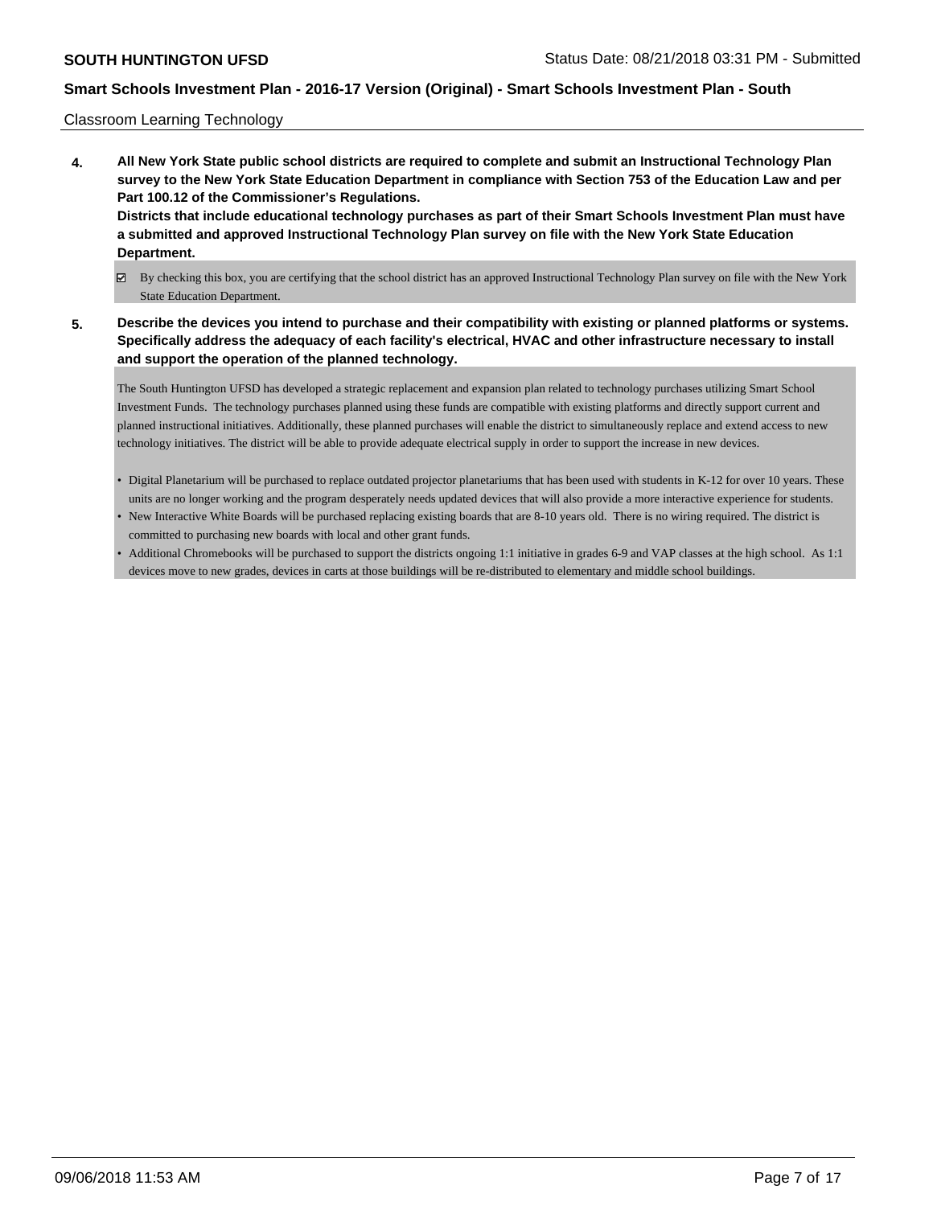Classroom Learning Technology

**4. All New York State public school districts are required to complete and submit an Instructional Technology Plan survey to the New York State Education Department in compliance with Section 753 of the Education Law and per Part 100.12 of the Commissioner's Regulations.**
**Districts that include educational technology purchases as part of their Smart Schools Investment Plan must have a submitted and approved Instructional Technology Plan survey on file with the New York State Education Department.**

☑ By checking this box, you are certifying that the school district has an approved Instructional Technology Plan survey on file with the New York State Education Department.

**5. Describe the devices you intend to purchase and their compatibility with existing or planned platforms or systems. Specifically address the adequacy of each facility's electrical, HVAC and other infrastructure necessary to install and support the operation of the planned technology.**

The South Huntington UFSD has developed a strategic replacement and expansion plan related to technology purchases utilizing Smart School Investment Funds. The technology purchases planned using these funds are compatible with existing platforms and directly support current and planned instructional initiatives. Additionally, these planned purchases will enable the district to simultaneously replace and extend access to new technology initiatives. The district will be able to provide adequate electrical supply in order to support the increase in new devices.

- Digital Planetarium will be purchased to replace outdated projector planetariums that has been used with students in K-12 for over 10 years. These units are no longer working and the program desperately needs updated devices that will also provide a more interactive experience for students.
- New Interactive White Boards will be purchased replacing existing boards that are 8-10 years old. There is no wiring required. The district is committed to purchasing new boards with local and other grant funds.
- Additional Chromebooks will be purchased to support the districts ongoing 1:1 initiative in grades 6-9 and VAP classes at the high school. As 1:1 devices move to new grades, devices in carts at those buildings will be re-distributed to elementary and middle school buildings.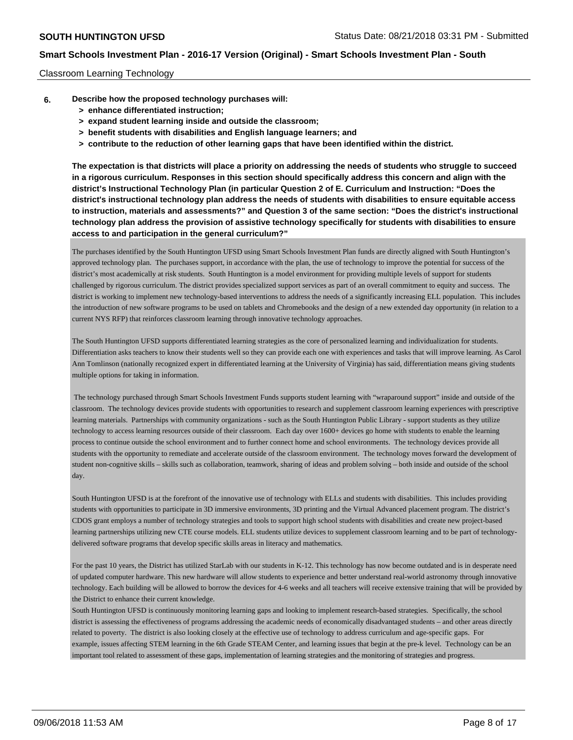Classroom Learning Technology

**6. Describe how the proposed technology purchases will:**

- **> enhance differentiated instruction;**
- **> expand student learning inside and outside the classroom;**
- **> benefit students with disabilities and English language learners; and**
- **> contribute to the reduction of other learning gaps that have been identified within the district.**

**The expectation is that districts will place a priority on addressing the needs of students who struggle to succeed in a rigorous curriculum. Responses in this section should specifically address this concern and align with the district's Instructional Technology Plan (in particular Question 2 of E. Curriculum and Instruction: "Does the district's instructional technology plan address the needs of students with disabilities to ensure equitable access to instruction, materials and assessments?" and Question 3 of the same section: "Does the district's instructional technology plan address the provision of assistive technology specifically for students with disabilities to ensure access to and participation in the general curriculum?"**

The purchases identified by the South Huntington UFSD using Smart Schools Investment Plan funds are directly aligned with South Huntington's approved technology plan. The purchases support, in accordance with the plan, the use of technology to improve the potential for success of the district's most academically at risk students. South Huntington is a model environment for providing multiple levels of support for students challenged by rigorous curriculum. The district provides specialized support services as part of an overall commitment to equity and success. The district is working to implement new technology-based interventions to address the needs of a significantly increasing ELL population. This includes the introduction of new software programs to be used on tablets and Chromebooks and the design of a new extended day opportunity (in relation to a current NYS RFP) that reinforces classroom learning through innovative technology approaches.

The South Huntington UFSD supports differentiated learning strategies as the core of personalized learning and individualization for students. Differentiation asks teachers to know their students well so they can provide each one with experiences and tasks that will improve learning. As Carol Ann Tomlinson (nationally recognized expert in differentiated learning at the University of Virginia) has said, differentiation means giving students multiple options for taking in information.

The technology purchased through Smart Schools Investment Funds supports student learning with "wraparound support" inside and outside of the classroom. The technology devices provide students with opportunities to research and supplement classroom learning experiences with prescriptive learning materials. Partnerships with community organizations - such as the South Huntington Public Library - support students as they utilize technology to access learning resources outside of their classroom. Each day over 1600+ devices go home with students to enable the learning process to continue outside the school environment and to further connect home and school environments. The technology devices provide all students with the opportunity to remediate and accelerate outside of the classroom environment. The technology moves forward the development of student non-cognitive skills – skills such as collaboration, teamwork, sharing of ideas and problem solving – both inside and outside of the school day.

South Huntington UFSD is at the forefront of the innovative use of technology with ELLs and students with disabilities. This includes providing students with opportunities to participate in 3D immersive environments, 3D printing and the Virtual Advanced placement program. The district's CDOS grant employs a number of technology strategies and tools to support high school students with disabilities and create new project-based learning partnerships utilizing new CTE course models. ELL students utilize devices to supplement classroom learning and to be part of technology-delivered software programs that develop specific skills areas in literacy and mathematics.

For the past 10 years, the District has utilized StarLab with our students in K-12. This technology has now become outdated and is in desperate need of updated computer hardware. This new hardware will allow students to experience and better understand real-world astronomy through innovative technology. Each building will be allowed to borrow the devices for 4-6 weeks and all teachers will receive extensive training that will be provided by the District to enhance their current knowledge.
South Huntington UFSD is continuously monitoring learning gaps and looking to implement research-based strategies. Specifically, the school district is assessing the effectiveness of programs addressing the academic needs of economically disadvantaged students – and other areas directly related to poverty. The district is also looking closely at the effective use of technology to address curriculum and age-specific gaps. For example, issues affecting STEM learning in the 6th Grade STEAM Center, and learning issues that begin at the pre-k level. Technology can be an important tool related to assessment of these gaps, implementation of learning strategies and the monitoring of strategies and progress.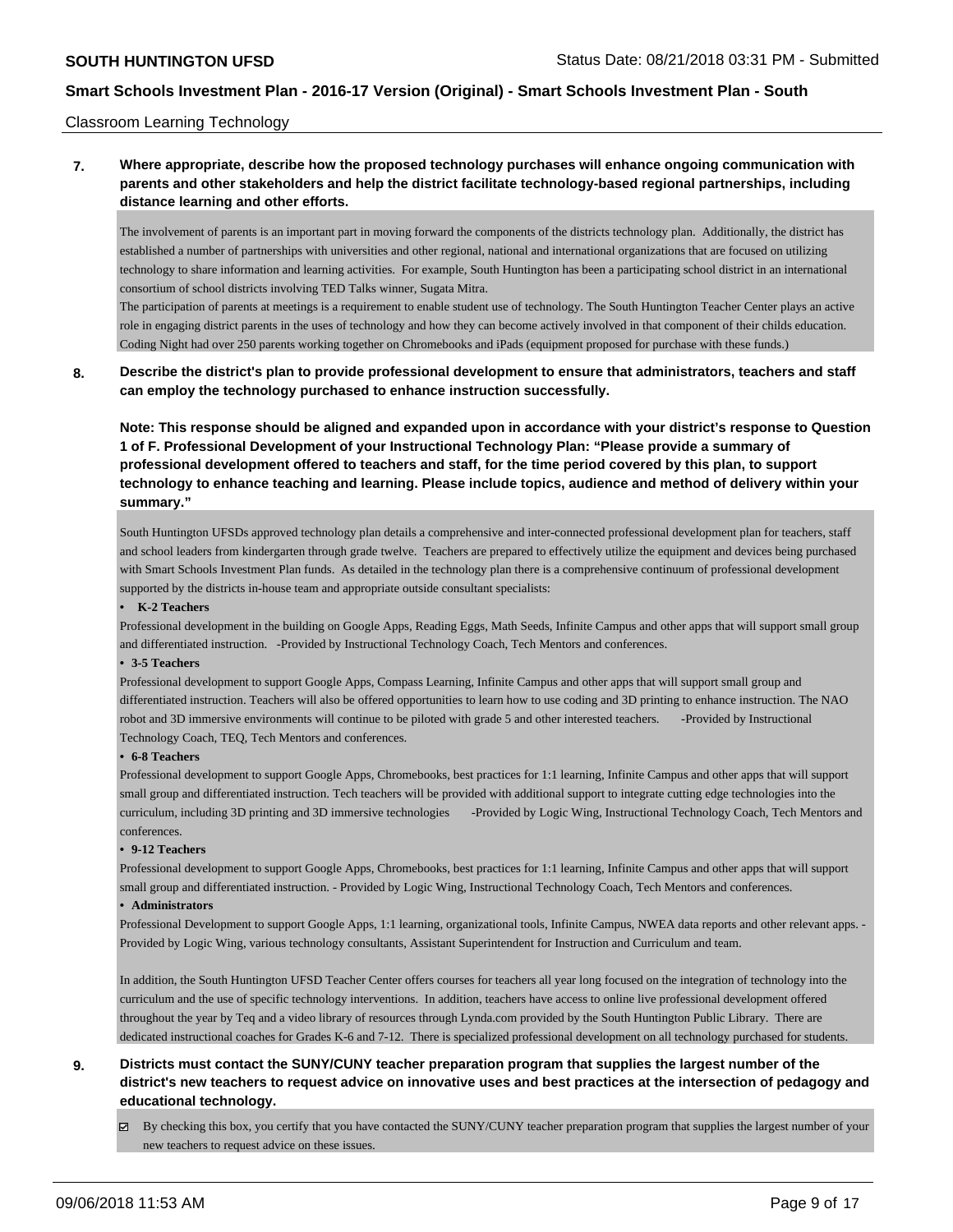Classroom Learning Technology

**7. Where appropriate, describe how the proposed technology purchases will enhance ongoing communication with parents and other stakeholders and help the district facilitate technology-based regional partnerships, including distance learning and other efforts.**

The involvement of parents is an important part in moving forward the components of the districts technology plan. Additionally, the district has established a number of partnerships with universities and other regional, national and international organizations that are focused on utilizing technology to share information and learning activities. For example, South Huntington has been a participating school district in an international consortium of school districts involving TED Talks winner, Sugata Mitra.

The participation of parents at meetings is a requirement to enable student use of technology. The South Huntington Teacher Center plays an active role in engaging district parents in the uses of technology and how they can become actively involved in that component of their childs education. Coding Night had over 250 parents working together on Chromebooks and iPads (equipment proposed for purchase with these funds.)

**8. Describe the district's plan to provide professional development to ensure that administrators, teachers and staff can employ the technology purchased to enhance instruction successfully.**

**Note: This response should be aligned and expanded upon in accordance with your district's response to Question 1 of F. Professional Development of your Instructional Technology Plan: "Please provide a summary of professional development offered to teachers and staff, for the time period covered by this plan, to support technology to enhance teaching and learning. Please include topics, audience and method of delivery within your summary."**

South Huntington UFSDs approved technology plan details a comprehensive and inter-connected professional development plan for teachers, staff and school leaders from kindergarten through grade twelve. Teachers are prepared to effectively utilize the equipment and devices being purchased with Smart Schools Investment Plan funds. As detailed in the technology plan there is a comprehensive continuum of professional development supported by the districts in-house team and appropriate outside consultant specialists:

- **K-2 Teachers**

Professional development in the building on Google Apps, Reading Eggs, Math Seeds, Infinite Campus and other apps that will support small group and differentiated instruction. -Provided by Instructional Technology Coach, Tech Mentors and conferences.

- **3-5 Teachers**

Professional development to support Google Apps, Compass Learning, Infinite Campus and other apps that will support small group and differentiated instruction. Teachers will also be offered opportunities to learn how to use coding and 3D printing to enhance instruction. The NAO robot and 3D immersive environments will continue to be piloted with grade 5 and other interested teachers. -Provided by Instructional Technology Coach, TEQ, Tech Mentors and conferences.

- **6-8 Teachers**

Professional development to support Google Apps, Chromebooks, best practices for 1:1 learning, Infinite Campus and other apps that will support small group and differentiated instruction. Tech teachers will be provided with additional support to integrate cutting edge technologies into the curriculum, including 3D printing and 3D immersive technologies -Provided by Logic Wing, Instructional Technology Coach, Tech Mentors and conferences.

- **9-12 Teachers**

Professional development to support Google Apps, Chromebooks, best practices for 1:1 learning, Infinite Campus and other apps that will support small group and differentiated instruction. - Provided by Logic Wing, Instructional Technology Coach, Tech Mentors and conferences.

- **Administrators**

Professional Development to support Google Apps, 1:1 learning, organizational tools, Infinite Campus, NWEA data reports and other relevant apps. - Provided by Logic Wing, various technology consultants, Assistant Superintendent for Instruction and Curriculum and team.

In addition, the South Huntington UFSD Teacher Center offers courses for teachers all year long focused on the integration of technology into the curriculum and the use of specific technology interventions. In addition, teachers have access to online live professional development offered throughout the year by Teq and a video library of resources through Lynda.com provided by the South Huntington Public Library. There are dedicated instructional coaches for Grades K-6 and 7-12. There is specialized professional development on all technology purchased for students.

**9. Districts must contact the SUNY/CUNY teacher preparation program that supplies the largest number of the district's new teachers to request advice on innovative uses and best practices at the intersection of pedagogy and educational technology.**

☑ By checking this box, you certify that you have contacted the SUNY/CUNY teacher preparation program that supplies the largest number of your new teachers to request advice on these issues.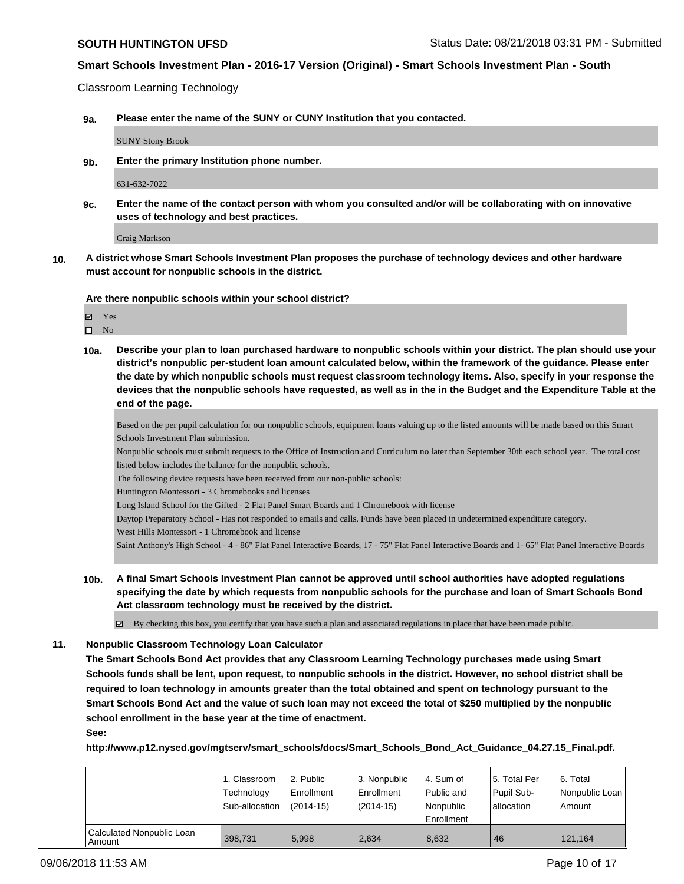Classroom Learning Technology

**9a.** **Please enter the name of the SUNY or CUNY Institution that you contacted.**

SUNY Stony Brook

**9b.** **Enter the primary Institution phone number.**

631-632-7022

**9c.** **Enter the name of the contact person with whom you consulted and/or will be collaborating with on innovative uses of technology and best practices.**

Craig Markson

**10.** **A district whose Smart Schools Investment Plan proposes the purchase of technology devices and other hardware must account for nonpublic schools in the district.**

**Are there nonpublic schools within your school district?**

☑ Yes
☐ No

**10a.** **Describe your plan to loan purchased hardware to nonpublic schools within your district. The plan should use your district's nonpublic per-student loan amount calculated below, within the framework of the guidance. Please enter the date by which nonpublic schools must request classroom technology items. Also, specify in your response the devices that the nonpublic schools have requested, as well as in the in the Budget and the Expenditure Table at the end of the page.**

Based on the per pupil calculation for our nonpublic schools, equipment loans valuing up to the listed amounts will be made based on this Smart Schools Investment Plan submission.

Nonpublic schools must submit requests to the Office of Instruction and Curriculum no later than September 30th each school year. The total cost listed below includes the balance for the nonpublic schools.

The following device requests have been received from our non-public schools:

Huntington Montessori - 3 Chromebooks and licenses

Long Island School for the Gifted - 2 Flat Panel Smart Boards and 1 Chromebook with license

Daytop Preparatory School - Has not responded to emails and calls. Funds have been placed in undetermined expenditure category.

West Hills Montessori - 1 Chromebook and license

Saint Anthony's High School - 4 - 86" Flat Panel Interactive Boards, 17 - 75" Flat Panel Interactive Boards and 1- 65" Flat Panel Interactive Boards

**10b.** **A final Smart Schools Investment Plan cannot be approved until school authorities have adopted regulations specifying the date by which requests from nonpublic schools for the purchase and loan of Smart Schools Bond Act classroom technology must be received by the district.**

☑ By checking this box, you certify that you have such a plan and associated regulations in place that have been made public.

**11.** **Nonpublic Classroom Technology Loan Calculator**

**The Smart Schools Bond Act provides that any Classroom Learning Technology purchases made using Smart Schools funds shall be lent, upon request, to nonpublic schools in the district. However, no school district shall be required to loan technology in amounts greater than the total obtained and spent on technology pursuant to the Smart Schools Bond Act and the value of such loan may not exceed the total of $250 multiplied by the nonpublic school enrollment in the base year at the time of enactment.**

**See:**

**http://www.p12.nysed.gov/mgtserv/smart_schools/docs/Smart_Schools_Bond_Act_Guidance_04.27.15_Final.pdf.**

| | 1. Classroom Technology Sub-allocation | 2. Public Enrollment (2014-15) | 3. Nonpublic Enrollment (2014-15) | 4. Sum of Public and Nonpublic Enrollment | 5. Total Per Pupil Sub-allocation | 6. Total Nonpublic Loan Amount |
|---|---|---|---|---|---|---|
| Calculated Nonpublic Loan Amount | 398,731 | 5,998 | 2,634 | 8,632 | 46 | 121,164 |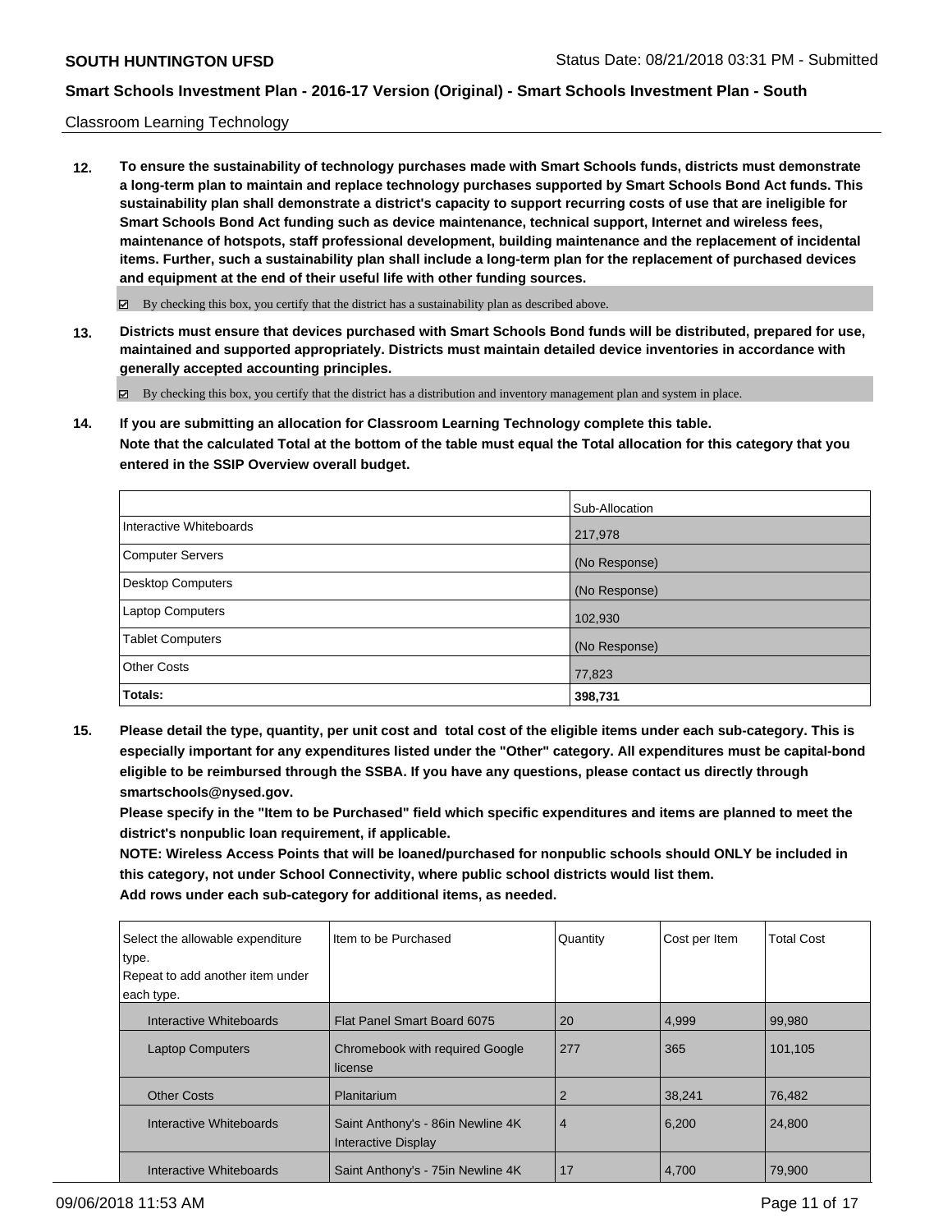Classroom Learning Technology

**12. To ensure the sustainability of technology purchases made with Smart Schools funds, districts must demonstrate a long-term plan to maintain and replace technology purchases supported by Smart Schools Bond Act funds. This sustainability plan shall demonstrate a district's capacity to support recurring costs of use that are ineligible for Smart Schools Bond Act funding such as device maintenance, technical support, Internet and wireless fees, maintenance of hotspots, staff professional development, building maintenance and the replacement of incidental items. Further, such a sustainability plan shall include a long-term plan for the replacement of purchased devices and equipment at the end of their useful life with other funding sources.**

☑ By checking this box, you certify that the district has a sustainability plan as described above.

**13. Districts must ensure that devices purchased with Smart Schools Bond funds will be distributed, prepared for use, maintained and supported appropriately. Districts must maintain detailed device inventories in accordance with generally accepted accounting principles.**

☑ By checking this box, you certify that the district has a distribution and inventory management plan and system in place.

**14. If you are submitting an allocation for Classroom Learning Technology complete this table.**
**Note that the calculated Total at the bottom of the table must equal the Total allocation for this category that you entered in the SSIP Overview overall budget.**

| | Sub-Allocation |
|---|---|
| Interactive Whiteboards | 217,978 |
| Computer Servers | (No Response) |
| Desktop Computers | (No Response) |
| Laptop Computers | 102,930 |
| Tablet Computers | (No Response) |
| Other Costs | 77,823 |
| **Totals:** | **398,731** |

**15. Please detail the type, quantity, per unit cost and total cost of the eligible items under each sub-category. This is especially important for any expenditures listed under the "Other" category. All expenditures must be capital-bond eligible to be reimbursed through the SSBA. If you have any questions, please contact us directly through smartschools@nysed.gov.**
**Please specify in the "Item to be Purchased" field which specific expenditures and items are planned to meet the district's nonpublic loan requirement, if applicable.**
**NOTE: Wireless Access Points that will be loaned/purchased for nonpublic schools should ONLY be included in this category, not under School Connectivity, where public school districts would list them.**
**Add rows under each sub-category for additional items, as needed.**

| Select the allowable expenditure type. Repeat to add another item under each type. | Item to be Purchased | Quantity | Cost per Item | Total Cost |
|---|---|---|---|---|
| Interactive Whiteboards | Flat Panel Smart Board 6075 | 20 | 4,999 | 99,980 |
| Laptop Computers | Chromebook with required Google license | 277 | 365 | 101,105 |
| Other Costs | Planitarium | 2 | 38,241 | 76,482 |
| Interactive Whiteboards | Saint Anthony's - 86in Newline 4K Interactive Display | 4 | 6,200 | 24,800 |
| Interactive Whiteboards | Saint Anthony's - 75in Newline 4K | 17 | 4,700 | 79,900 |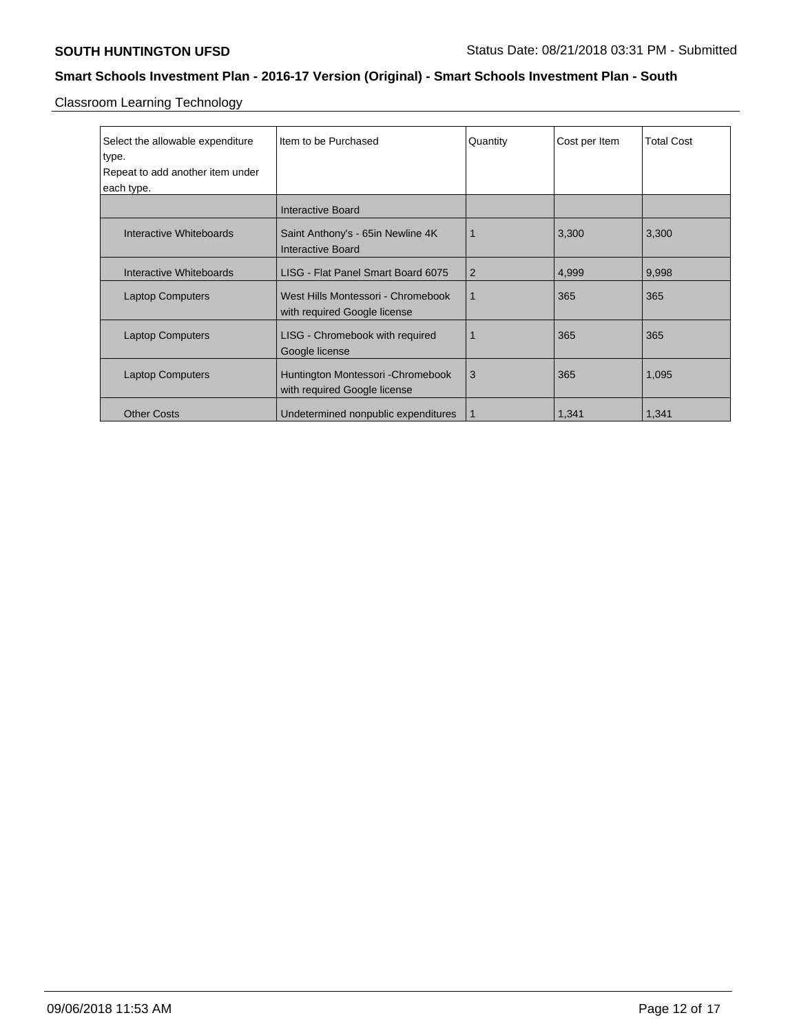Classroom Learning Technology

| Select the allowable expenditure type. Repeat to add another item under each type. | Item to be Purchased | Quantity | Cost per Item | Total Cost |
|---|---|---|---|---|
| | Interactive Board | | | |
| Interactive Whiteboards | Saint Anthony's - 65in Newline 4K Interactive Board | 1 | 3,300 | 3,300 |
| Interactive Whiteboards | LISG - Flat Panel Smart Board 6075 | 2 | 4,999 | 9,998 |
| Laptop Computers | West Hills Montessori - Chromebook with required Google license | 1 | 365 | 365 |
| Laptop Computers | LISG - Chromebook with required Google license | 1 | 365 | 365 |
| Laptop Computers | Huntington Montessori -Chromebook with required Google license | 3 | 365 | 1,095 |
| Other Costs | Undetermined nonpublic expenditures | 1 | 1,341 | 1,341 |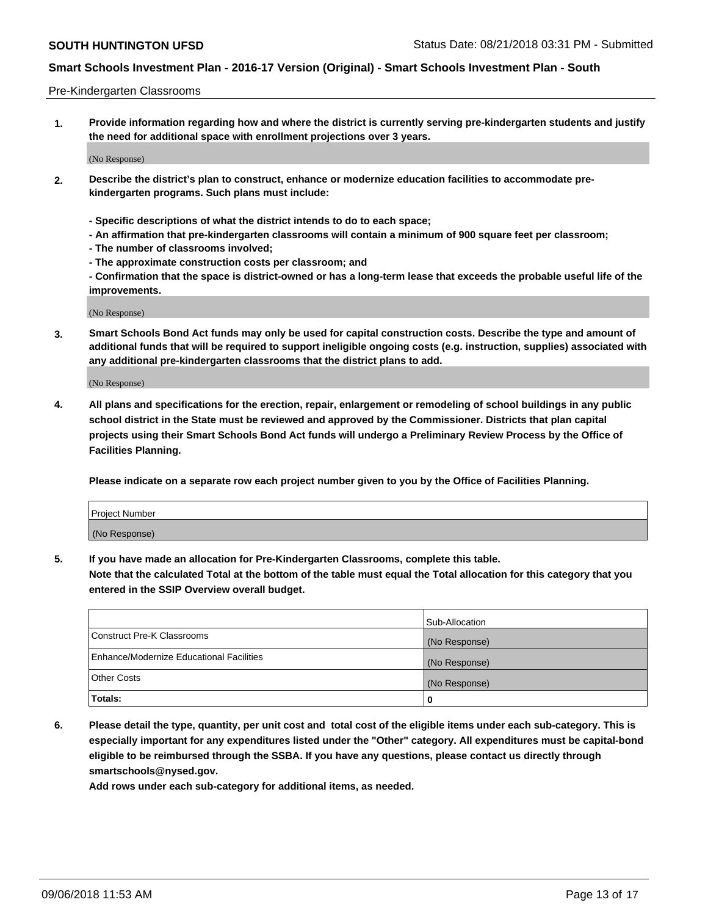Pre-Kindergarten Classrooms

**1. Provide information regarding how and where the district is currently serving pre-kindergarten students and justify the need for additional space with enrollment projections over 3 years.**

(No Response)

**2. Describe the district's plan to construct, enhance or modernize education facilities to accommodate pre-kindergarten programs. Such plans must include:**

**- Specific descriptions of what the district intends to do to each space;**
**- An affirmation that pre-kindergarten classrooms will contain a minimum of 900 square feet per classroom;**
**- The number of classrooms involved;**
**- The approximate construction costs per classroom; and**
**- Confirmation that the space is district-owned or has a long-term lease that exceeds the probable useful life of the improvements.**

(No Response)

**3. Smart Schools Bond Act funds may only be used for capital construction costs. Describe the type and amount of additional funds that will be required to support ineligible ongoing costs (e.g. instruction, supplies) associated with any additional pre-kindergarten classrooms that the district plans to add.**

(No Response)

**4. All plans and specifications for the erection, repair, enlargement or remodeling of school buildings in any public school district in the State must be reviewed and approved by the Commissioner. Districts that plan capital projects using their Smart Schools Bond Act funds will undergo a Preliminary Review Process by the Office of Facilities Planning.**

**Please indicate on a separate row each project number given to you by the Office of Facilities Planning.**

| Project Number |
|---|
| (No Response) |

**5. If you have made an allocation for Pre-Kindergarten Classrooms, complete this table.**
**Note that the calculated Total at the bottom of the table must equal the Total allocation for this category that you entered in the SSIP Overview overall budget.**

| | Sub-Allocation |
|---|---|
| Construct Pre-K Classrooms | (No Response) |
| Enhance/Modernize Educational Facilities | (No Response) |
| Other Costs | (No Response) |
| **Totals:** | **0** |

**6. Please detail the type, quantity, per unit cost and total cost of the eligible items under each sub-category. This is especially important for any expenditures listed under the "Other" category. All expenditures must be capital-bond eligible to be reimbursed through the SSBA. If you have any questions, please contact us directly through smartschools@nysed.gov.**
**Add rows under each sub-category for additional items, as needed.**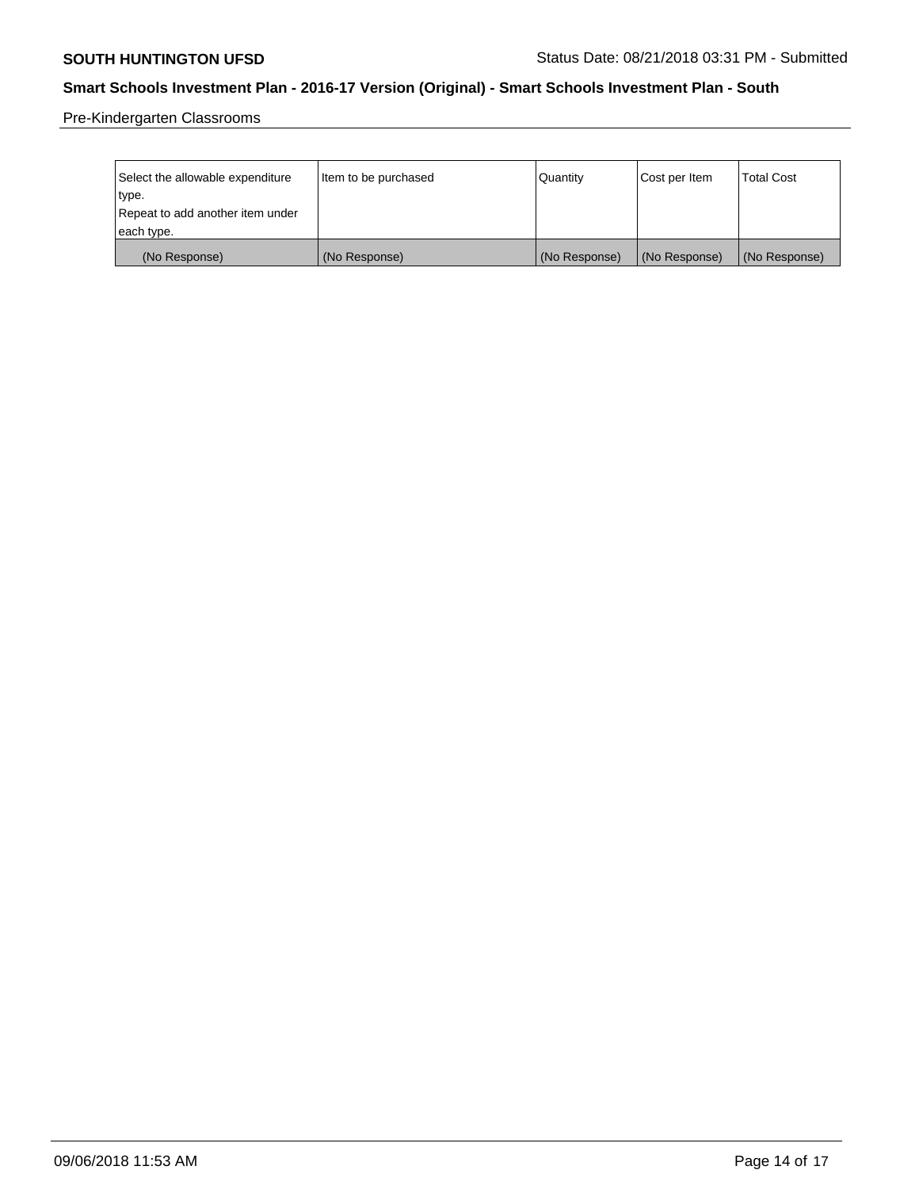Pre-Kindergarten Classrooms

| Select the allowable expenditure type. Repeat to add another item under each type. | Item to be purchased | Quantity | Cost per Item | Total Cost |
|---|---|---|---|---|
| (No Response) | (No Response) | (No Response) | (No Response) | (No Response) |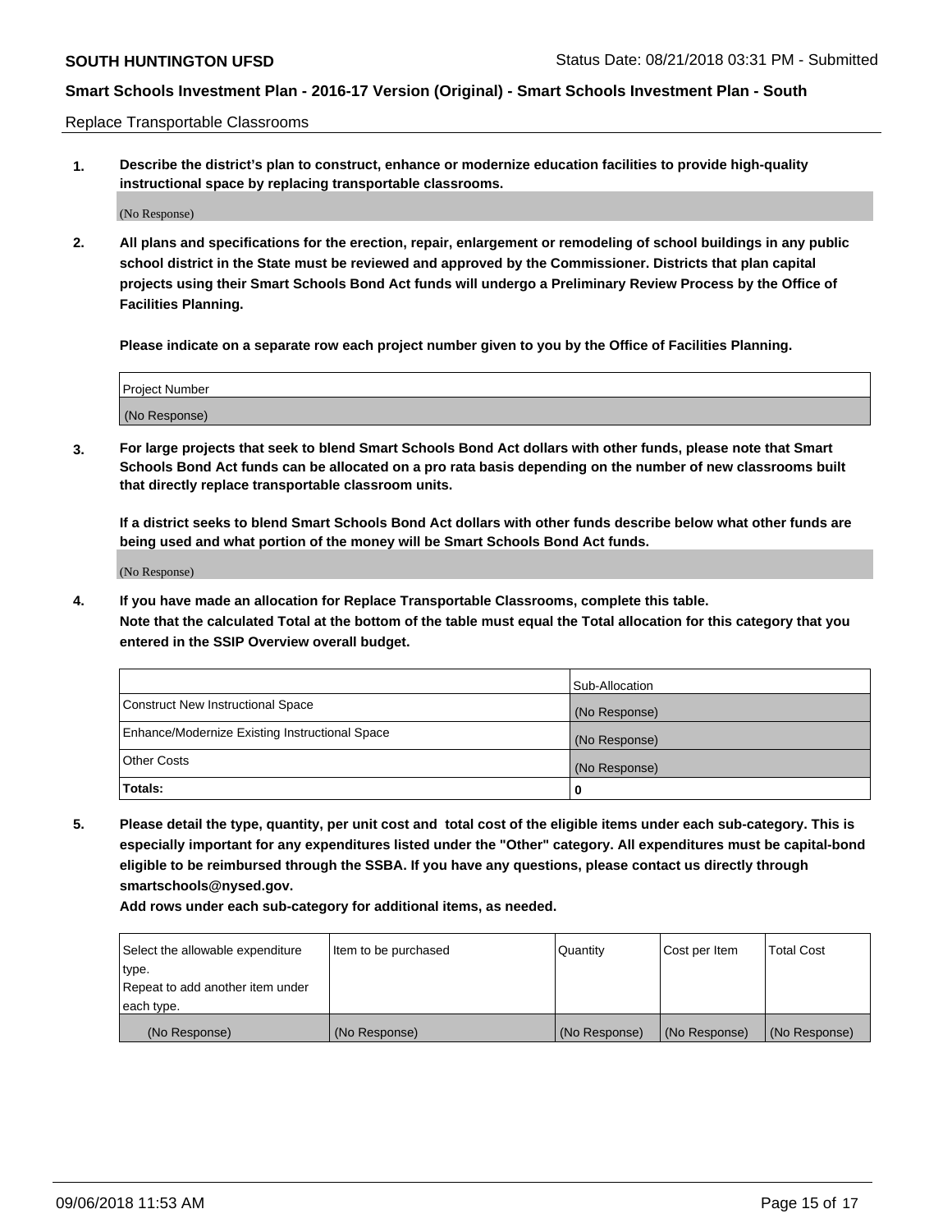Replace Transportable Classrooms

**1. Describe the district's plan to construct, enhance or modernize education facilities to provide high-quality instructional space by replacing transportable classrooms.**

(No Response)

**2. All plans and specifications for the erection, repair, enlargement or remodeling of school buildings in any public school district in the State must be reviewed and approved by the Commissioner. Districts that plan capital projects using their Smart Schools Bond Act funds will undergo a Preliminary Review Process by the Office of Facilities Planning.**

**Please indicate on a separate row each project number given to you by the Office of Facilities Planning.**

| Project Number |
| --- |
| (No Response) |

**3. For large projects that seek to blend Smart Schools Bond Act dollars with other funds, please note that Smart Schools Bond Act funds can be allocated on a pro rata basis depending on the number of new classrooms built that directly replace transportable classroom units.**

**If a district seeks to blend Smart Schools Bond Act dollars with other funds describe below what other funds are being used and what portion of the money will be Smart Schools Bond Act funds.**

(No Response)

**4. If you have made an allocation for Replace Transportable Classrooms, complete this table. Note that the calculated Total at the bottom of the table must equal the Total allocation for this category that you entered in the SSIP Overview overall budget.**

| | Sub-Allocation |
| --- | --- |
| Construct New Instructional Space | (No Response) |
| Enhance/Modernize Existing Instructional Space | (No Response) |
| Other Costs | (No Response) |
| **Totals:** | **0** |

**5. Please detail the type, quantity, per unit cost and total cost of the eligible items under each sub-category. This is especially important for any expenditures listed under the "Other" category. All expenditures must be capital-bond eligible to be reimbursed through the SSBA. If you have any questions, please contact us directly through smartschools@nysed.gov.**

**Add rows under each sub-category for additional items, as needed.**

| Select the allowable expenditure type. Repeat to add another item under each type. | Item to be purchased | Quantity | Cost per Item | Total Cost |
| --- | --- | --- | --- | --- |
| (No Response) | (No Response) | (No Response) | (No Response) | (No Response) |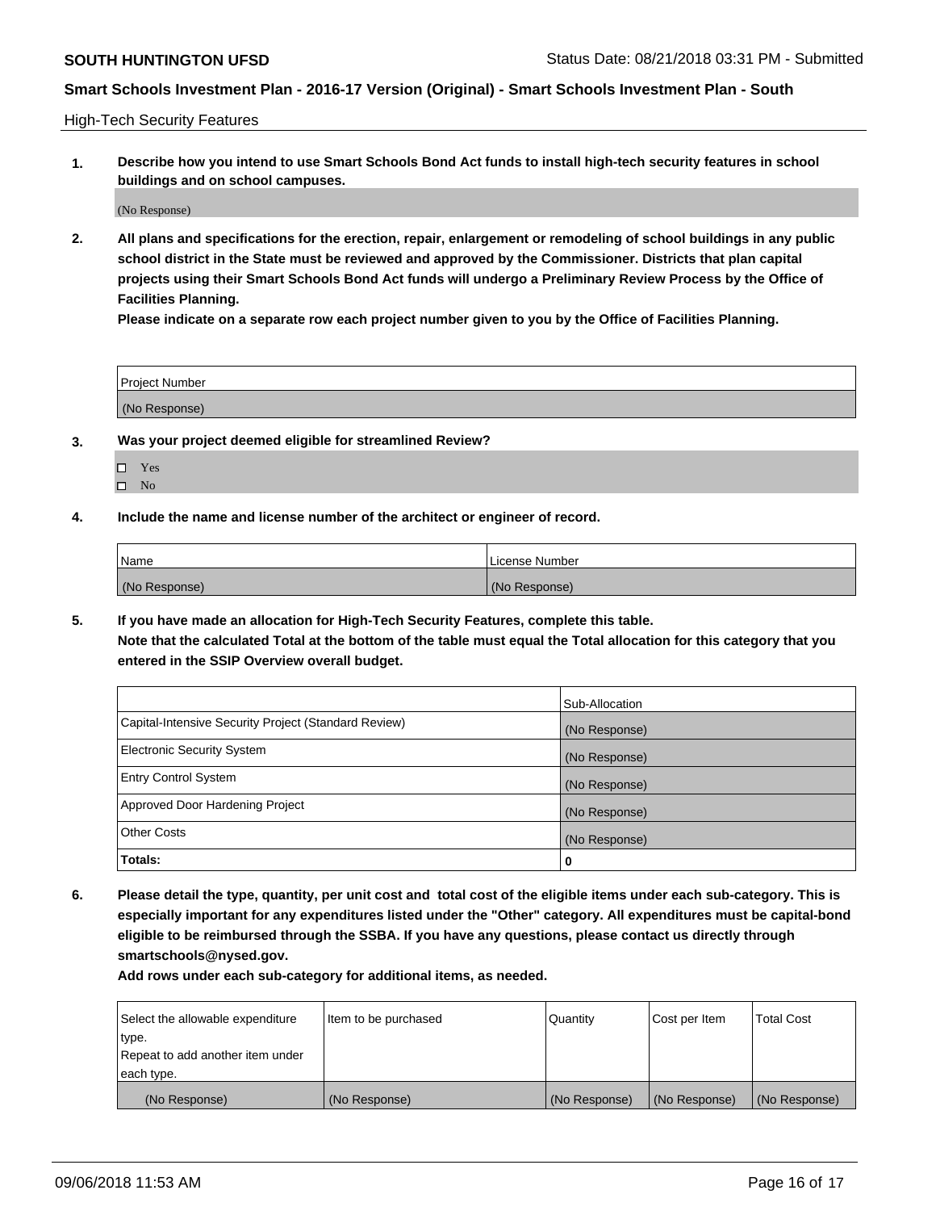## High-Tech Security Features

**1. Describe how you intend to use Smart Schools Bond Act funds to install high-tech security features in school buildings and on school campuses.**

(No Response)

**2. All plans and specifications for the erection, repair, enlargement or remodeling of school buildings in any public school district in the State must be reviewed and approved by the Commissioner. Districts that plan capital projects using their Smart Schools Bond Act funds will undergo a Preliminary Review Process by the Office of Facilities Planning.**

**Please indicate on a separate row each project number given to you by the Office of Facilities Planning.**

| Project Number |
| --- |
| (No Response) |

**3. Was your project deemed eligible for streamlined Review?**

- ☐ Yes
- ☐ No

**4. Include the name and license number of the architect or engineer of record.**

| Name | License Number |
| --- | --- |
| (No Response) | (No Response) |

**5. If you have made an allocation for High-Tech Security Features, complete this table.**
**Note that the calculated Total at the bottom of the table must equal the Total allocation for this category that you entered in the SSIP Overview overall budget.**

| | Sub-Allocation |
| --- | --- |
| Capital-Intensive Security Project (Standard Review) | (No Response) |
| Electronic Security System | (No Response) |
| Entry Control System | (No Response) |
| Approved Door Hardening Project | (No Response) |
| Other Costs | (No Response) |
| **Totals:** | **0** |

**6. Please detail the type, quantity, per unit cost and total cost of the eligible items under each sub-category. This is especially important for any expenditures listed under the "Other" category. All expenditures must be capital-bond eligible to be reimbursed through the SSBA. If you have any questions, please contact us directly through smartschools@nysed.gov.**

**Add rows under each sub-category for additional items, as needed.**

| Select the allowable expenditure type. Repeat to add another item under each type. | Item to be purchased | Quantity | Cost per Item | Total Cost |
| --- | --- | --- | --- | --- |
| (No Response) | (No Response) | (No Response) | (No Response) | (No Response) |